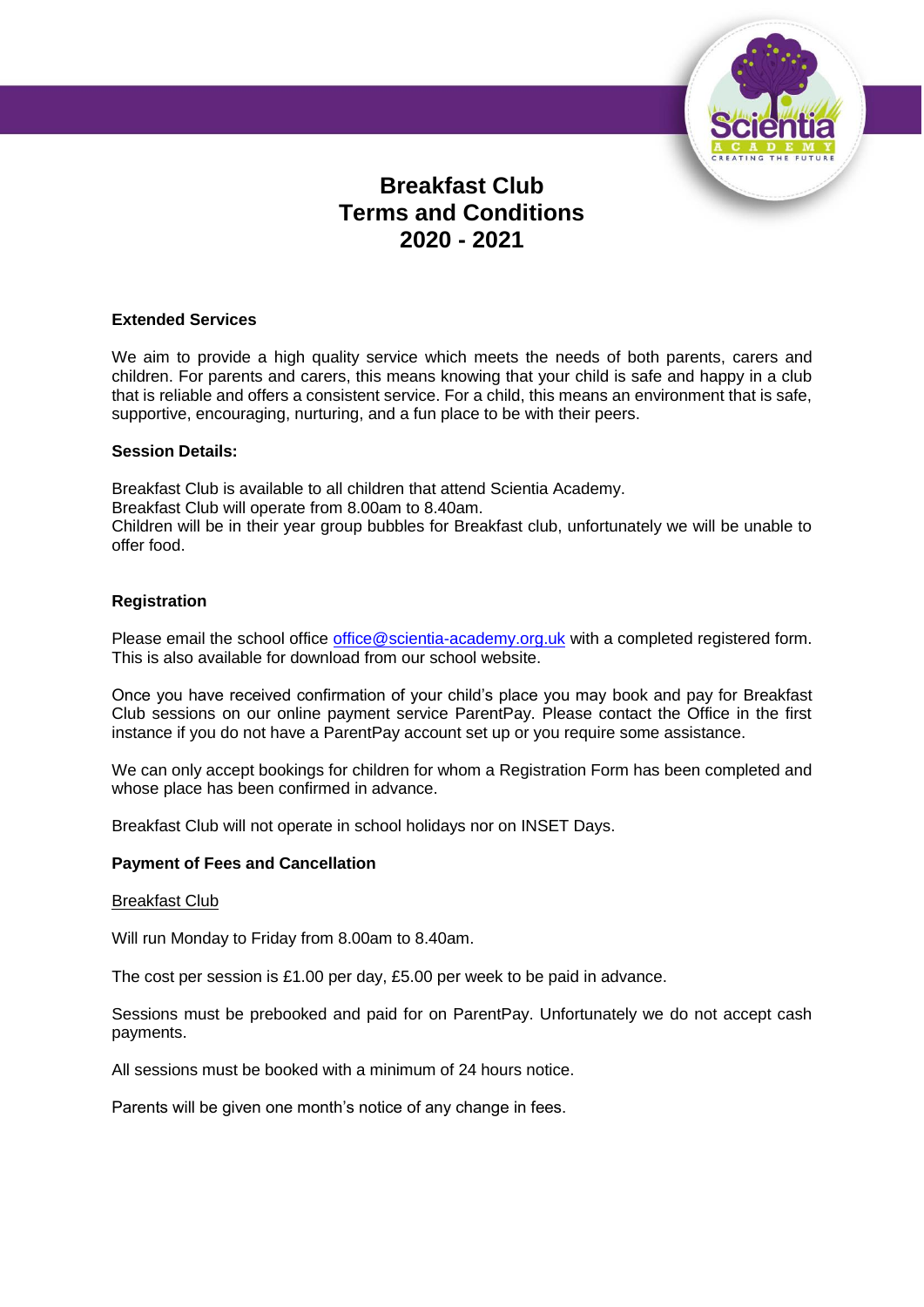# Breakfast Club
# Terms and Conditions
# 2020 - 2021

**Extended Services**

We aim to provide a high quality service which meets the needs of both parents, carers and children. For parents and carers, this means knowing that your child is safe and happy in a club that is reliable and offers a consistent service. For a child, this means an environment that is safe, supportive, encouraging, nurturing, and a fun place to be with their peers.

**Session Details:**

Breakfast Club is available to all children that attend Scientia Academy.
Breakfast Club will operate from 8.00am to 8.40am.
Children will be in their year group bubbles for Breakfast club, unfortunately we will be unable to offer food.

**Registration**

Please email the school office office@scientia-academy.org.uk with a completed registered form. This is also available for download from our school website.

Once you have received confirmation of your child's place you may book and pay for Breakfast Club sessions on our online payment service ParentPay. Please contact the Office in the first instance if you do not have a ParentPay account set up or you require some assistance.

We can only accept bookings for children for whom a Registration Form has been completed and whose place has been confirmed in advance.

Breakfast Club will not operate in school holidays nor on INSET Days.

**Payment of Fees and Cancellation**

Breakfast Club

Will run Monday to Friday from 8.00am to 8.40am.

The cost per session is £1.00 per day, £5.00 per week to be paid in advance.

Sessions must be prebooked and paid for on ParentPay. Unfortunately we do not accept cash payments.

All sessions must be booked with a minimum of 24 hours notice.

Parents will be given one month's notice of any change in fees.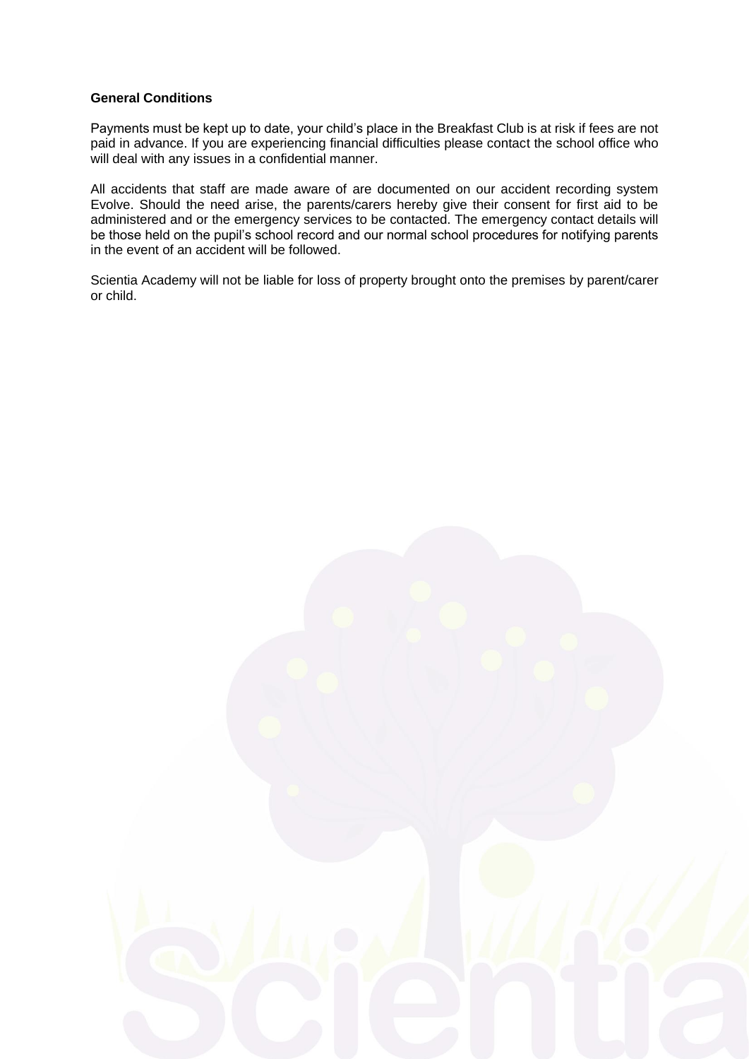**General Conditions**

Payments must be kept up to date, your child's place in the Breakfast Club is at risk if fees are not paid in advance. If you are experiencing financial difficulties please contact the school office who will deal with any issues in a confidential manner.

All accidents that staff are made aware of are documented on our accident recording system Evolve. Should the need arise, the parents/carers hereby give their consent for first aid to be administered and or the emergency services to be contacted. The emergency contact details will be those held on the pupil's school record and our normal school procedures for notifying parents in the event of an accident will be followed.

Scientia Academy will not be liable for loss of property brought onto the premises by parent/carer or child.